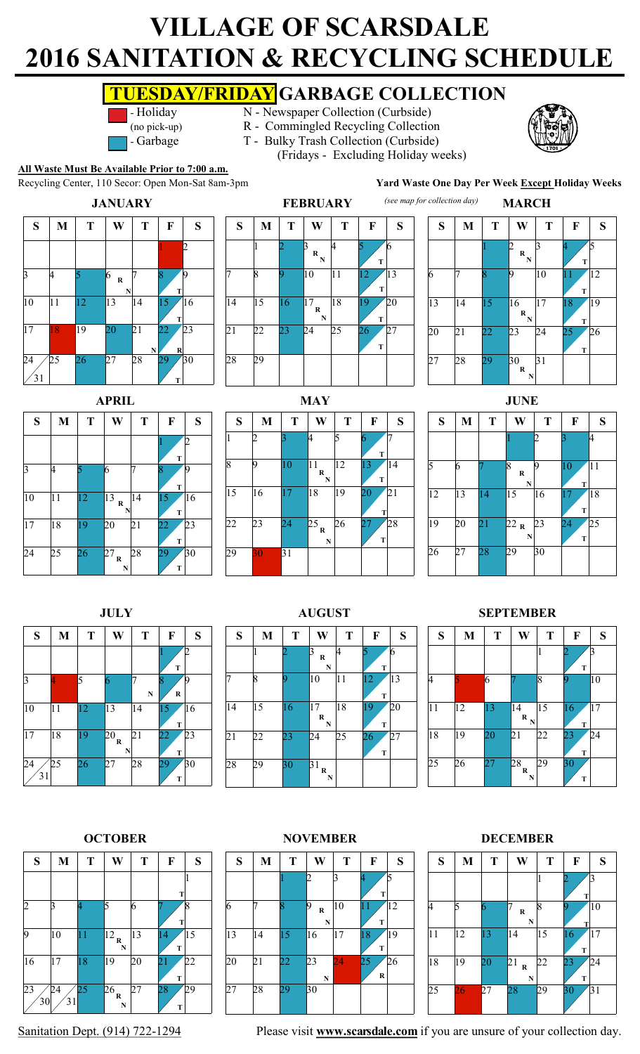# VILLAGE OF SCARSDALE
# 2016 SANITATION & RECYCLING SCHEDULE

## TUESDAY/FRIDAY GARBAGE COLLECTION

- Holiday (no pick-up)
- Garbage

N - Newspaper Collection (Curbside)
R - Commingled Recycling Collection
T - Bulky Trash Collection (Curbside) (Fridays - Excluding Holiday weeks)

**All Waste Must Be Available Prior to 7:00 a.m.**

Recycling Center, 110 Secor: Open Mon-Sat 8am-3pm

**Yard Waste One Day Per Week Except Holiday Weeks** *(see map for collection day)*

### JANUARY

| S | M | T | W | T | F | S |
|---|---|---|---|---|---|---|
| | | | | | 1 | 2 |
| 3 | 4 | 5 | 6 R N | 7 | 8 T | 9 |
| 10 | 11 | 12 | 13 | 14 | 15 T | 16 |
| 17 | 18 | 19 | 20 | 21 N | 22 R | 23 |
| 24/31 | 25 | 26 | 27 | 28 | 29 T | 30 |

### FEBRUARY

| S | M | T | W | T | F | S |
|---|---|---|---|---|---|---|
| | 1 | 2 | 3 R N | 4 | 5 T | 6 |
| 7 | 8 | 9 | 10 | 11 | 12 T | 13 |
| 14 | 15 | 16 | 17 R N | 18 | 19 T | 20 |
| 21 | 22 | 23 | 24 | 25 | 26 T | 27 |
| 28 | 29 | | | | | |

### MARCH

| S | M | T | W | T | F | S |
|---|---|---|---|---|---|---|
| | | 1 | 2 R N | 3 | 4 T | 5 |
| 6 | 7 | 8 | 9 | 10 | 11 T | 12 |
| 13 | 14 | 15 | 16 R N | 17 | 18 T | 19 |
| 20 | 21 | 22 | 23 | 24 | 25 T | 26 |
| 27 | 28 | 29 | 30 R N | 31 | | |

### APRIL

| S | M | T | W | T | F | S |
|---|---|---|---|---|---|---|
| | | | | | 1 T | 2 |
| 3 | 4 | 5 | 6 | 7 | 8 T | 9 |
| 10 | 11 | 12 | 13 R N | 14 | 15 T | 16 |
| 17 | 18 | 19 | 20 | 21 | 22 T | 23 |
| 24 | 25 | 26 | 27 R N | 28 | 29 T | 30 |

### MAY

| S | M | T | W | T | F | S |
|---|---|---|---|---|---|---|
| 1 | 2 | 3 | 4 | 5 | 6 T | 7 |
| 8 | 9 | 10 | 11 R N | 12 | 13 T | 14 |
| 15 | 16 | 17 | 18 | 19 | 20 T | 21 |
| 22 | 23 | 24 | 25 R N | 26 | 27 T | 28 |
| 29 | 30 | 31 | | | | |

### JUNE

| S | M | T | W | T | F | S |
|---|---|---|---|---|---|---|
| | | | 1 | 2 | 3 | 4 |
| 5 | 6 | 7 | 8 R N | 9 | 10 T | 11 |
| 12 | 13 | 14 | 15 | 16 | 17 T | 18 |
| 19 | 20 | 21 | 22 R N | 23 | 24 T | 25 |
| 26 | 27 | 28 | 29 | 30 | | |

### JULY

| S | M | T | W | T | F | S |
|---|---|---|---|---|---|---|
| | | | | | 1 T | 2 |
| 3 | 4 | 5 | 6 | 7 N | 8 R | 9 |
| 10 | 11 | 12 | 13 | 14 | 15 T | 16 |
| 17 | 18 | 19 | 20 R N | 21 | 22 T | 23 |
| 24/31 | 25 | 26 | 27 | 28 | 29 T | 30 |

### AUGUST

| S | M | T | W | T | F | S |
|---|---|---|---|---|---|---|
| | 1 | 2 | 3 R N | 4 | 5 T | 6 |
| 7 | 8 | 9 | 10 | 11 | 12 T | 13 |
| 14 | 15 | 16 | 17 R N | 18 | 19 T | 20 |
| 21 | 22 | 23 | 24 | 25 | 26 T | 27 |
| 28 | 29 | 30 | 31 R N | | | |

### SEPTEMBER

| S | M | T | W | T | F | S |
|---|---|---|---|---|---|---|
| | | | | 1 | 2 T | 3 |
| 4 | 5 | 6 | 7 | 8 | 9 | 10 |
| 11 | 12 | 13 | 14 R N | 15 | 16 T | 17 |
| 18 | 19 | 20 | 21 | 22 | 23 T | 24 |
| 25 | 26 | 27 | 28 R N | 29 | 30 T | |

### OCTOBER

| S | M | T | W | T | F | S |
|---|---|---|---|---|---|---|
| | | | | | | 1 T |
| 2 | 3 | 4 | 5 | 6 | 7 T | 8 |
| 9 | 10 | 11 | 12 R N | 13 | 14 T | 15 |
| 16 | 17 | 18 | 19 | 20 | 21 T | 22 |
| 23/30 | 24/31 | 25 | 26 R N | 27 | 28 T | 29 |

### NOVEMBER

| S | M | T | W | T | F | S |
|---|---|---|---|---|---|---|
| | | 1 | 2 | 3 | 4 T | 5 |
| 6 | 7 | 8 | 9 R N | 10 | 11 T | 12 |
| 13 | 14 | 15 | 16 | 17 | 18 T | 19 |
| 20 | 21 | 22 | 23 N | 24 | 25 R | 26 |
| 27 | 28 | 29 | 30 | | | |

### DECEMBER

| S | M | T | W | T | F | S |
|---|---|---|---|---|---|---|
| | | | | 1 | 2 T | 3 |
| 4 | 5 | 6 | 7 R N | 8 | 9 T | 10 |
| 11 | 12 | 13 | 14 | 15 | 16 T | 17 |
| 18 | 19 | 20 | 21 R N | 22 | 23 T | 24 |
| 25 | 26 | 27 | 28 | 29 | 30 | 31 |

Sanitation Dept. (914) 722-1294

Please visit **www.scarsdale.com** if you are unsure of your collection day.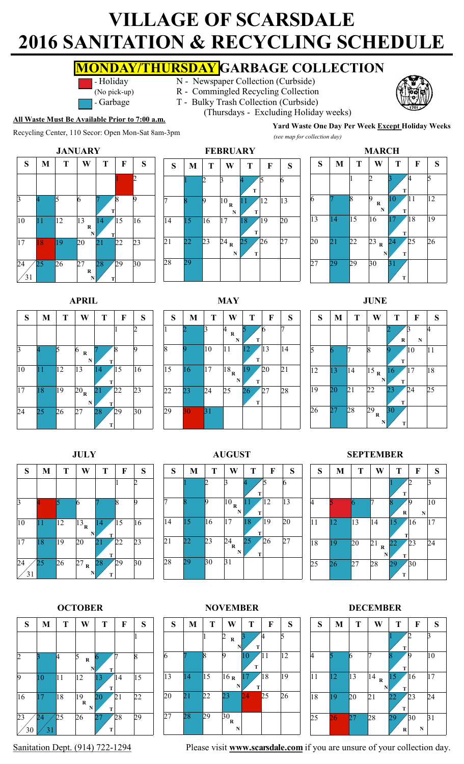# VILLAGE OF SCARSDALE
# 2016 SANITATION & RECYCLING SCHEDULE

## MONDAY/THURSDAY GARBAGE COLLECTION

- Holiday (No pick-up)
- Garbage

N - Newspaper Collection (Curbside)
R - Commingled Recycling Collection
T - Bulky Trash Collection (Curbside) (Thursdays - Excluding Holiday weeks)

**All Waste Must Be Available Prior to 7:00 a.m.**

Recycling Center, 110 Secor: Open Mon-Sat 8am-3pm

**Yard Waste One Day Per Week Except Holiday Weeks**
*(see map for collection day)*

### JANUARY

| S | M | T | W | T | F | S |
|---|---|---|---|---|---|---|
| | | | | | 1 | 2 |
| 3 | 4 | 5 | 6 | 7 T | 8 | 9 |
| 10 | 11 | 12 | 13 R N | 14 T | 15 | 16 |
| 17 | 18 | 19 | 20 | 21 | 22 | 23 |
| 24/31 | 25 | 26 | 27 R N | 28 T | 29 | 30 |

### FEBRUARY

| S | M | T | W | T | F | S |
|---|---|---|---|---|---|---|
| | 1 | 2 | 3 | 4 T | 5 | 6 |
| 7 | 8 | 9 | 10 R N | 11 T | 12 | 13 |
| 14 | 15 | 16 | 17 | 18 T | 19 | 20 |
| 21 | 22 | 23 | 24 R N | 25 T | 26 | 27 |
| 28 | 29 | | | | | |

### MARCH

| S | M | T | W | T | F | S |
|---|---|---|---|---|---|---|
| | | 1 | 2 | 3 T | 4 | 5 |
| 6 | 7 | 8 | 9 R N | 10 T | 11 | 12 |
| 13 | 14 | 15 | 16 | 17 T | 18 | 19 |
| 20 | 21 | 22 | 23 R N | 24 T | 25 | 26 |
| 27 | 29 | 29 | 30 | 31 T | | |

### APRIL

| S | M | T | W | T | F | S |
|---|---|---|---|---|---|---|
| | | | | | 1 | 2 |
| 3 | 4 | 5 | 6 R N | 7 T | 8 | 9 |
| 10 | 11 | 12 | 13 | 14 T | 15 | 16 |
| 17 | 18 | 19 | 20 R N | 21 T | 22 | 23 |
| 24 | 25 | 26 | 27 | 28 T | 29 | 30 |

### MAY

| S | M | T | W | T | F | S |
|---|---|---|---|---|---|---|
| 1 | 2 | 3 | 4 R N | 5 T | 6 | 7 |
| 8 | 9 | 10 | 11 | 12 T | 13 | 14 |
| 15 | 16 | 17 | 18 R N | 19 T | 20 | 21 |
| 22 | 23 | 24 | 25 | 26 T | 27 | 28 |
| 29 | 30 | 31 | | | | |

### JUNE

| S | M | T | W | T | F | S |
|---|---|---|---|---|---|---|
| | | | 1 | 2 R | 3 N | 4 |
| 5 | 6 | 7 | 8 | 9 T | 10 | 11 |
| 12 | 13 | 14 | 15 R N | 16 T | 17 | 18 |
| 19 | 20 | 21 | 22 | 23 T | 24 | 25 |
| 26 | 27 | 28 | 29 R N | 30 T | | |

### JULY

| S | M | T | W | T | F | S |
|---|---|---|---|---|---|---|
| | | | | | 1 | 2 |
| 3 | 4 | 5 | 6 | 7 | 8 | 9 |
| 10 | 11 | 12 | 13 R N | 14 T | 15 | 16 |
| 17 | 18 | 19 | 20 | 21 T | 22 | 23 |
| 24/31 | 25 | 26 | 27 R N | 28 T | 29 | 30 |

### AUGUST

| S | M | T | W | T | F | S |
|---|---|---|---|---|---|---|
| | 1 | 2 | 3 | 4 T | 5 | 6 |
| 7 | 8 | 9 | 10 R N | 11 T | 12 | 13 |
| 14 | 15 | 16 | 17 | 18 T | 19 | 20 |
| 21 | 22 | 23 | 24 R N | 25 T | 26 | 27 |
| 28 | 29 | 30 | 31 | | | |

### SEPTEMBER

| S | M | T | W | T | F | S |
|---|---|---|---|---|---|---|
| | | | | 1 T | 2 | 3 |
| 4 | 5 | 6 | 7 | 8 R | 9 N | 10 |
| 11 | 12 | 13 | 14 | 15 T | 16 | 17 |
| 18 | 19 | 20 | 21 R N | 22 T | 23 | 24 |
| 25 | 26 | 27 | 28 | 29 T | 30 | |

### OCTOBER

| S | M | T | W | T | F | S |
|---|---|---|---|---|---|---|
| | | | | | | 1 |
| 2 | 3 | 4 | 5 R N | 6 T | 7 | 8 |
| 9 | 10 | 11 | 12 | 13 T | 14 | 15 |
| 16 | 17 | 18 | 19 R N | 20 T | 21 | 22 |
| 23/30 | 24/31 | 25 | 26 | 27 T | 28 | 29 |

### NOVEMBER

| S | M | T | W | T | F | S |
|---|---|---|---|---|---|---|
| | | 1 | 2 R N | 3 T | 4 | 5 |
| 6 | 7 | 8 | 9 | 10 T | 11 | 12 |
| 13 | 14 | 15 | 16 R N | 17 T | 18 | 19 |
| 20 | 21 | 22 | 23 | 24 | 25 | 26 |
| 27 | 28 | 29 | 30 R N | | | |

### DECEMBER

| S | M | T | W | T | F | S |
|---|---|---|---|---|---|---|
| | | | | 1 T | 2 | 3 |
| 4 | 5 | 6 | 7 | 8 T | 9 | 10 |
| 11 | 12 | 13 | 14 R N | 15 T | 16 | 17 |
| 18 | 19 | 20 | 21 | 22 T | 23 | 24 |
| 25 | 26 | 27 | 28 | 29 R | 30 N | 31 |

Sanitation Dept. (914) 722-1294

Please visit **www.scarsdale.com** if you are unsure of your collection day.